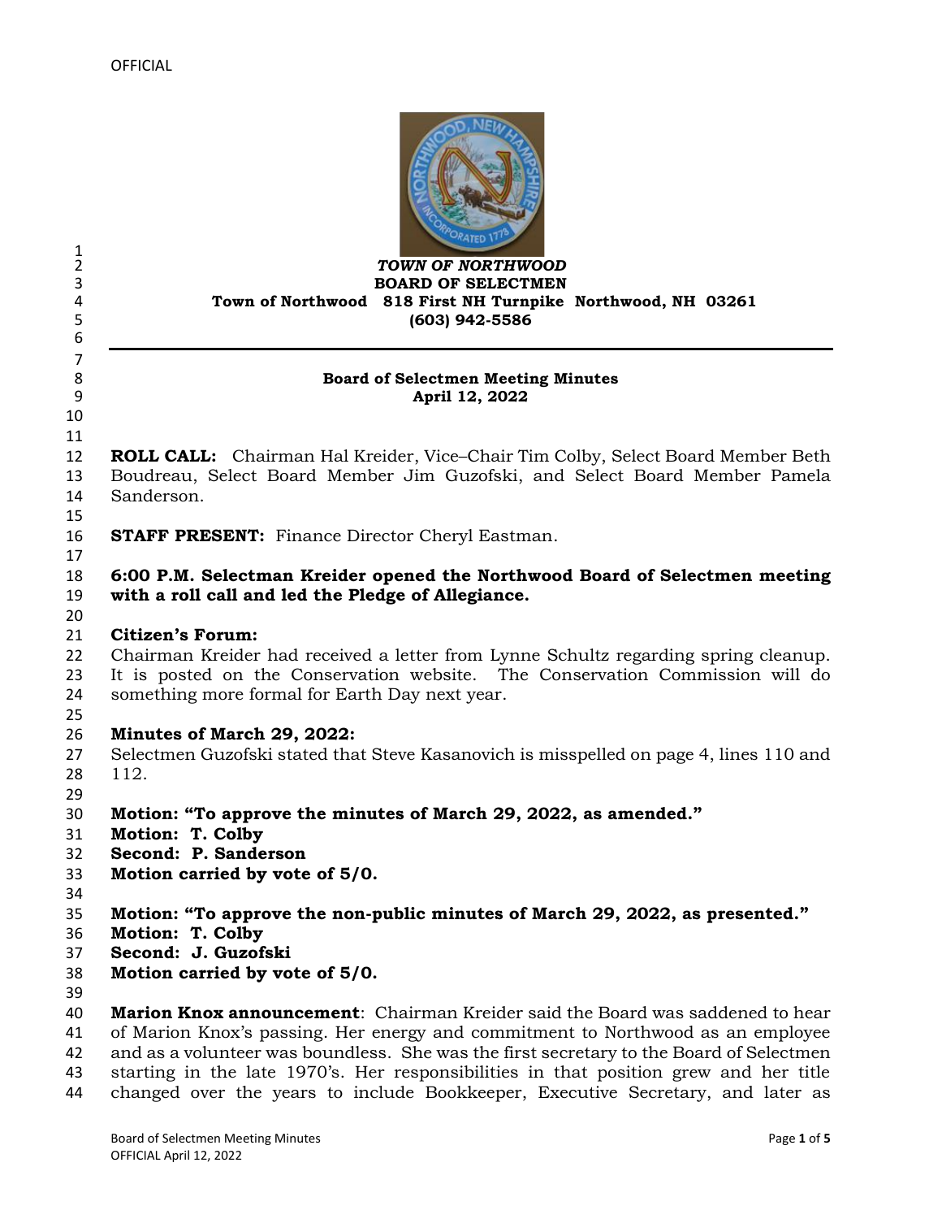OFFICIAL

*TOWN OF NORTHWOOD*
**BOARD OF SELECTMEN**
**Town of Northwood 818 First NH Turnpike Northwood, NH 03261**
**(603) 942-5586**

---

**Board of Selectmen Meeting Minutes**
**April 12, 2022**

**ROLL CALL:** Chairman Hal Kreider, Vice–Chair Tim Colby, Select Board Member Beth Boudreau, Select Board Member Jim Guzofski, and Select Board Member Pamela Sanderson.

**STAFF PRESENT:** Finance Director Cheryl Eastman.

**6:00 P.M. Selectman Kreider opened the Northwood Board of Selectmen meeting with a roll call and led the Pledge of Allegiance.**

**Citizen's Forum:**
Chairman Kreider had received a letter from Lynne Schultz regarding spring cleanup. It is posted on the Conservation website. The Conservation Commission will do something more formal for Earth Day next year.

**Minutes of March 29, 2022:**
Selectmen Guzofski stated that Steve Kasanovich is misspelled on page 4, lines 110 and 112.

**Motion: "To approve the minutes of March 29, 2022, as amended."**
**Motion: T. Colby**
**Second: P. Sanderson**
**Motion carried by vote of 5/0.**

**Motion: "To approve the non-public minutes of March 29, 2022, as presented."**
**Motion: T. Colby**
**Second: J. Guzofski**
**Motion carried by vote of 5/0.**

**Marion Knox announcement**: Chairman Kreider said the Board was saddened to hear of Marion Knox's passing. Her energy and commitment to Northwood as an employee and as a volunteer was boundless. She was the first secretary to the Board of Selectmen starting in the late 1970's. Her responsibilities in that position grew and her title changed over the years to include Bookkeeper, Executive Secretary, and later as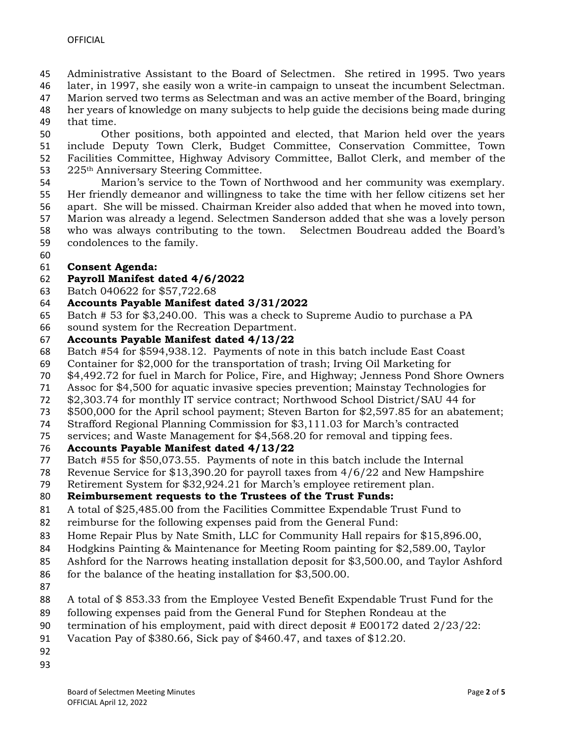Administrative Assistant to the Board of Selectmen. She retired in 1995. Two years later, in 1997, she easily won a write-in campaign to unseat the incumbent Selectman. Marion served two terms as Selectman and was an active member of the Board, bringing her years of knowledge on many subjects to help guide the decisions being made during that time.

Other positions, both appointed and elected, that Marion held over the years include Deputy Town Clerk, Budget Committee, Conservation Committee, Town Facilities Committee, Highway Advisory Committee, Ballot Clerk, and member of the 225th Anniversary Steering Committee.

Marion's service to the Town of Northwood and her community was exemplary. Her friendly demeanor and willingness to take the time with her fellow citizens set her apart. She will be missed. Chairman Kreider also added that when he moved into town, Marion was already a legend. Selectmen Sanderson added that she was a lovely person who was always contributing to the town. Selectmen Boudreau added the Board's condolences to the family.

**Consent Agenda:**

**Payroll Manifest dated 4/6/2022**

Batch 040622 for $57,722.68

**Accounts Payable Manifest dated 3/31/2022**

Batch # 53 for $3,240.00. This was a check to Supreme Audio to purchase a PA sound system for the Recreation Department.

**Accounts Payable Manifest dated 4/13/22**

Batch #54 for $594,938.12. Payments of note in this batch include East Coast Container for $2,000 for the transportation of trash; Irving Oil Marketing for $4,492.72 for fuel in March for Police, Fire, and Highway; Jenness Pond Shore Owners Assoc for $4,500 for aquatic invasive species prevention; Mainstay Technologies for $2,303.74 for monthly IT service contract; Northwood School District/SAU 44 for $500,000 for the April school payment; Steven Barton for $2,597.85 for an abatement; Strafford Regional Planning Commission for $3,111.03 for March's contracted services; and Waste Management for $4,568.20 for removal and tipping fees.

**Accounts Payable Manifest dated 4/13/22**

Batch #55 for $50,073.55. Payments of note in this batch include the Internal Revenue Service for $13,390.20 for payroll taxes from 4/6/22 and New Hampshire Retirement System for $32,924.21 for March's employee retirement plan.

**Reimbursement requests to the Trustees of the Trust Funds:**

A total of $25,485.00 from the Facilities Committee Expendable Trust Fund to reimburse for the following expenses paid from the General Fund:
Home Repair Plus by Nate Smith, LLC for Community Hall repairs for $15,896.00, Hodgkins Painting & Maintenance for Meeting Room painting for $2,589.00, Taylor Ashford for the Narrows heating installation deposit for $3,500.00, and Taylor Ashford for the balance of the heating installation for $3,500.00.

A total of $ 853.33 from the Employee Vested Benefit Expendable Trust Fund for the following expenses paid from the General Fund for Stephen Rondeau at the termination of his employment, paid with direct deposit # E00172 dated 2/23/22: Vacation Pay of $380.66, Sick pay of $460.47, and taxes of $12.20.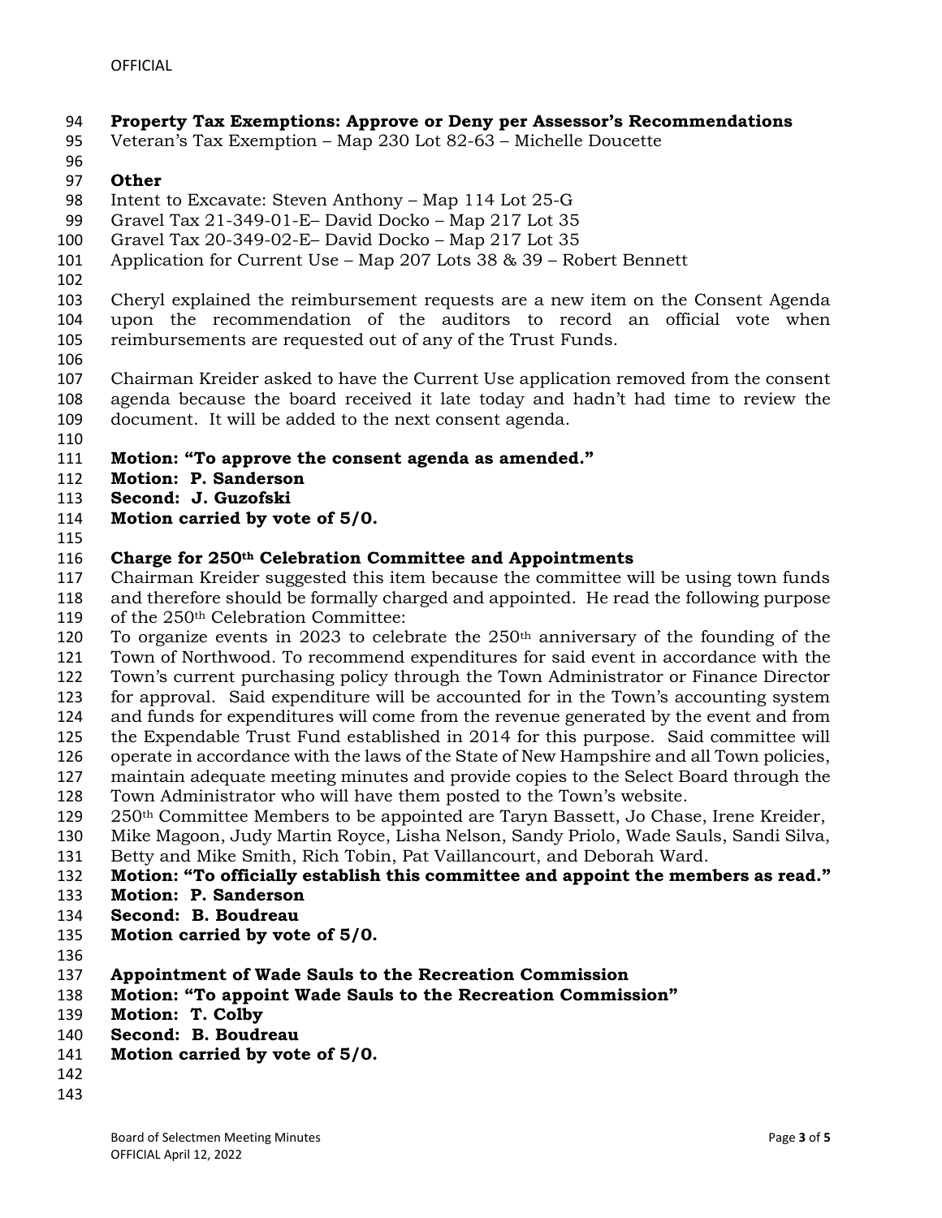**Property Tax Exemptions: Approve or Deny per Assessor's Recommendations**
Veteran's Tax Exemption – Map 230 Lot 82-63 – Michelle Doucette

**Other**
Intent to Excavate: Steven Anthony – Map 114 Lot 25-G
Gravel Tax 21-349-01-E– David Docko – Map 217 Lot 35
Gravel Tax 20-349-02-E– David Docko – Map 217 Lot 35
Application for Current Use – Map 207 Lots 38 & 39 – Robert Bennett

Cheryl explained the reimbursement requests are a new item on the Consent Agenda upon the recommendation of the auditors to record an official vote when reimbursements are requested out of any of the Trust Funds.

Chairman Kreider asked to have the Current Use application removed from the consent agenda because the board received it late today and hadn't had time to review the document. It will be added to the next consent agenda.

**Motion: "To approve the consent agenda as amended."**
**Motion: P. Sanderson**
**Second: J. Guzofski**
**Motion carried by vote of 5/0.**

**Charge for 250th Celebration Committee and Appointments**
Chairman Kreider suggested this item because the committee will be using town funds and therefore should be formally charged and appointed. He read the following purpose of the 250th Celebration Committee:
To organize events in 2023 to celebrate the 250th anniversary of the founding of the Town of Northwood. To recommend expenditures for said event in accordance with the Town's current purchasing policy through the Town Administrator or Finance Director for approval. Said expenditure will be accounted for in the Town's accounting system and funds for expenditures will come from the revenue generated by the event and from the Expendable Trust Fund established in 2014 for this purpose. Said committee will operate in accordance with the laws of the State of New Hampshire and all Town policies, maintain adequate meeting minutes and provide copies to the Select Board through the Town Administrator who will have them posted to the Town's website.
250th Committee Members to be appointed are Taryn Bassett, Jo Chase, Irene Kreider, Mike Magoon, Judy Martin Royce, Lisha Nelson, Sandy Priolo, Wade Sauls, Sandi Silva, Betty and Mike Smith, Rich Tobin, Pat Vaillancourt, and Deborah Ward.
**Motion: "To officially establish this committee and appoint the members as read."**
**Motion: P. Sanderson**
**Second: B. Boudreau**
**Motion carried by vote of 5/0.**

**Appointment of Wade Sauls to the Recreation Commission**
**Motion: "To appoint Wade Sauls to the Recreation Commission"**
**Motion: T. Colby**
**Second: B. Boudreau**
**Motion carried by vote of 5/0.**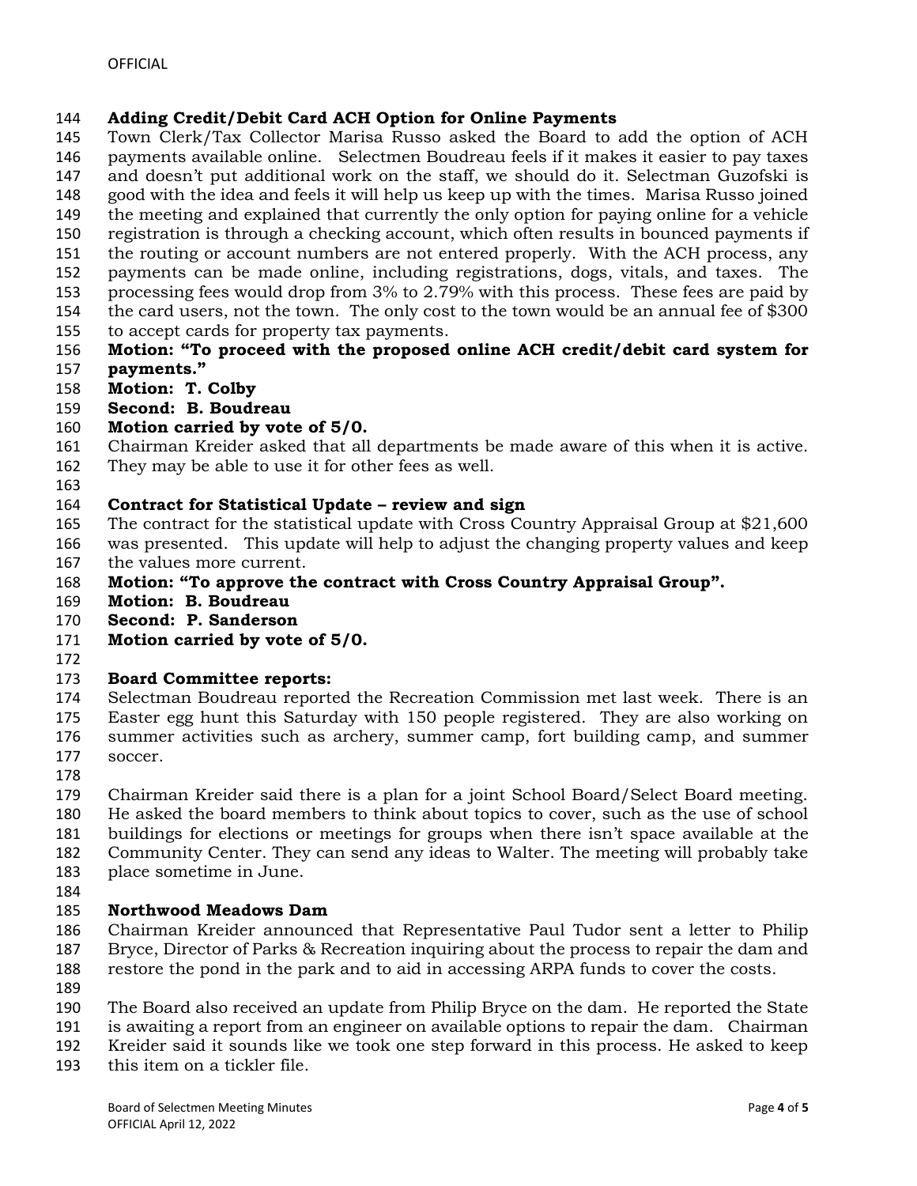**Adding Credit/Debit Card ACH Option for Online Payments**

Town Clerk/Tax Collector Marisa Russo asked the Board to add the option of ACH payments available online. Selectmen Boudreau feels if it makes it easier to pay taxes and doesn't put additional work on the staff, we should do it. Selectman Guzofski is good with the idea and feels it will help us keep up with the times. Marisa Russo joined the meeting and explained that currently the only option for paying online for a vehicle registration is through a checking account, which often results in bounced payments if the routing or account numbers are not entered properly. With the ACH process, any payments can be made online, including registrations, dogs, vitals, and taxes. The processing fees would drop from 3% to 2.79% with this process. These fees are paid by the card users, not the town. The only cost to the town would be an annual fee of $300 to accept cards for property tax payments.

**Motion: "To proceed with the proposed online ACH credit/debit card system for payments."**
**Motion: T. Colby**
**Second: B. Boudreau**
**Motion carried by vote of 5/0.**

Chairman Kreider asked that all departments be made aware of this when it is active. They may be able to use it for other fees as well.

**Contract for Statistical Update – review and sign**

The contract for the statistical update with Cross Country Appraisal Group at $21,600 was presented. This update will help to adjust the changing property values and keep the values more current.

**Motion: "To approve the contract with Cross Country Appraisal Group".**
**Motion: B. Boudreau**
**Second: P. Sanderson**
**Motion carried by vote of 5/0.**

**Board Committee reports:**

Selectman Boudreau reported the Recreation Commission met last week. There is an Easter egg hunt this Saturday with 150 people registered. They are also working on summer activities such as archery, summer camp, fort building camp, and summer soccer.

Chairman Kreider said there is a plan for a joint School Board/Select Board meeting. He asked the board members to think about topics to cover, such as the use of school buildings for elections or meetings for groups when there isn't space available at the Community Center. They can send any ideas to Walter. The meeting will probably take place sometime in June.

**Northwood Meadows Dam**

Chairman Kreider announced that Representative Paul Tudor sent a letter to Philip Bryce, Director of Parks & Recreation inquiring about the process to repair the dam and restore the pond in the park and to aid in accessing ARPA funds to cover the costs.

The Board also received an update from Philip Bryce on the dam. He reported the State is awaiting a report from an engineer on available options to repair the dam. Chairman Kreider said it sounds like we took one step forward in this process. He asked to keep this item on a tickler file.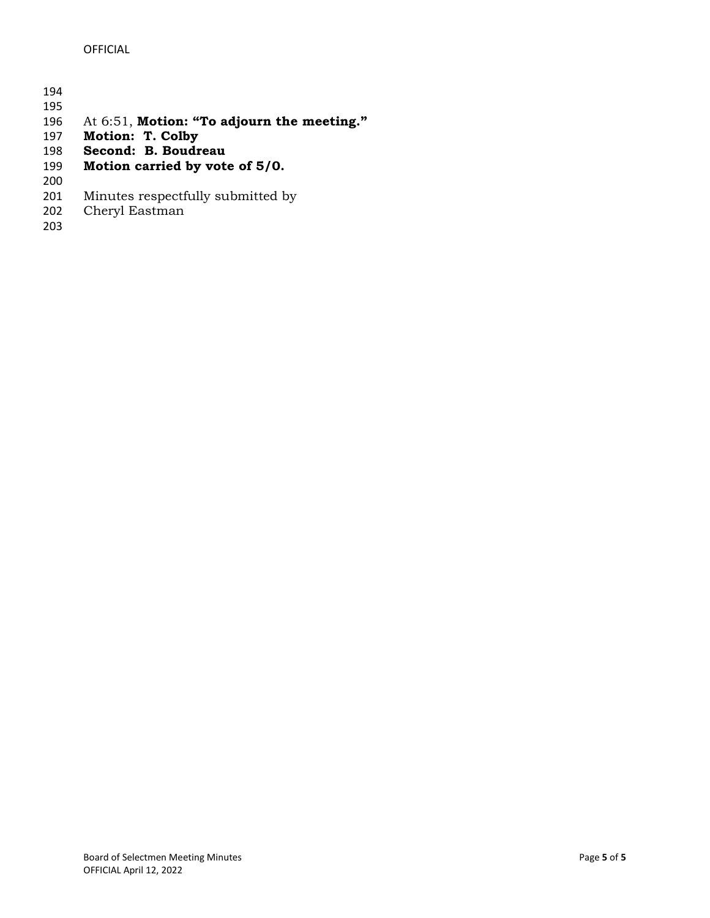At 6:51, **Motion: "To adjourn the meeting."**
**Motion: T. Colby**
**Second: B. Boudreau**
**Motion carried by vote of 5/0.**

Minutes respectfully submitted by
Cheryl Eastman